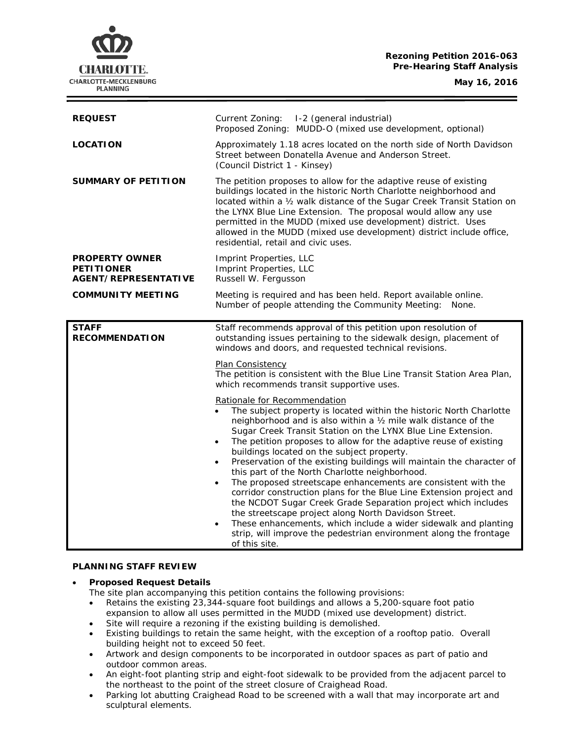**Rezoning Petition 2016-063**
**Pre-Hearing Staff Analysis**

**May 16, 2016**

| | |
|---|---|
| **REQUEST** | Current Zoning: I-2 (general industrial)<br>Proposed Zoning: MUDD-O (mixed use development, optional) |
| **LOCATION** | Approximately 1.18 acres located on the north side of North Davidson Street between Donatella Avenue and Anderson Street.<br>(Council District 1 - Kinsey) |
| **SUMMARY OF PETITION** | The petition proposes to allow for the adaptive reuse of existing buildings located in the historic North Charlotte neighborhood and located within a ½ walk distance of the Sugar Creek Transit Station on the LYNX Blue Line Extension. The proposal would allow any use permitted in the MUDD (mixed use development) district. Uses allowed in the MUDD (mixed use development) district include office, residential, retail and civic uses. |
| **PROPERTY OWNER**<br>**PETITIONER**<br>**AGENT/REPRESENTATIVE** | Imprint Properties, LLC<br>Imprint Properties, LLC<br>Russell W. Fergusson |
| **COMMUNITY MEETING** | Meeting is required and has been held. Report available online.<br>Number of people attending the Community Meeting: None. |

| | |
|---|---|
| **STAFF RECOMMENDATION** | Staff recommends approval of this petition upon resolution of outstanding issues pertaining to the sidewalk design, placement of windows and doors, and requested technical revisions.<br><br><u>Plan Consistency</u><br>The petition is consistent with the Blue Line Transit Station Area Plan, which recommends transit supportive uses.<br><br><u>Rationale for Recommendation</u><br>• The subject property is located within the historic North Charlotte neighborhood and is also within a ½ mile walk distance of the Sugar Creek Transit Station on the LYNX Blue Line Extension.<br>• The petition proposes to allow for the adaptive reuse of existing buildings located on the subject property.<br>• Preservation of the existing buildings will maintain the character of this part of the North Charlotte neighborhood.<br>• The proposed streetscape enhancements are consistent with the corridor construction plans for the Blue Line Extension project and the NCDOT Sugar Creek Grade Separation project which includes the streetscape project along North Davidson Street.<br>• These enhancements, which include a wider sidewalk and planting strip, will improve the pedestrian environment along the frontage of this site. |

## PLANNING STAFF REVIEW

- **Proposed Request Details**

  The site plan accompanying this petition contains the following provisions:
  - Retains the existing 23,344-square foot buildings and allows a 5,200-square foot patio expansion to allow all uses permitted in the MUDD (mixed use development) district.
  - Site will require a rezoning if the existing building is demolished.
  - Existing buildings to retain the same height, with the exception of a rooftop patio. Overall building height not to exceed 50 feet.
  - Artwork and design components to be incorporated in outdoor spaces as part of patio and outdoor common areas.
  - An eight-foot planting strip and eight-foot sidewalk to be provided from the adjacent parcel to the northeast to the point of the street closure of Craighead Road.
  - Parking lot abutting Craighead Road to be screened with a wall that may incorporate art and sculptural elements.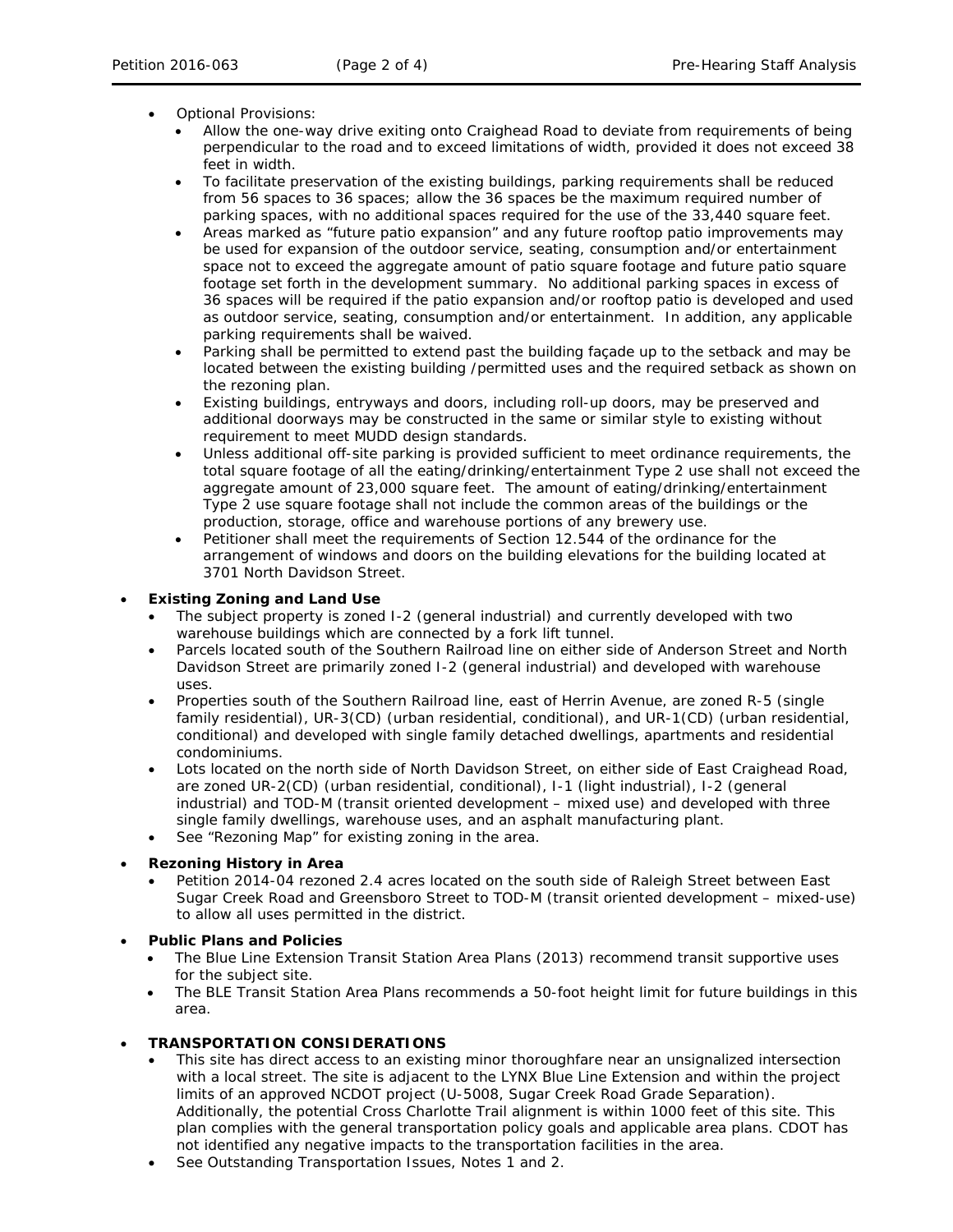- Optional Provisions:
  - Allow the one-way drive exiting onto Craighead Road to deviate from requirements of being perpendicular to the road and to exceed limitations of width, provided it does not exceed 38 feet in width.
  - To facilitate preservation of the existing buildings, parking requirements shall be reduced from 56 spaces to 36 spaces; allow the 36 spaces be the maximum required number of parking spaces, with no additional spaces required for the use of the 33,440 square feet.
  - Areas marked as "future patio expansion" and any future rooftop patio improvements may be used for expansion of the outdoor service, seating, consumption and/or entertainment space not to exceed the aggregate amount of patio square footage and future patio square footage set forth in the development summary. No additional parking spaces in excess of 36 spaces will be required if the patio expansion and/or rooftop patio is developed and used as outdoor service, seating, consumption and/or entertainment. In addition, any applicable parking requirements shall be waived.
  - Parking shall be permitted to extend past the building façade up to the setback and may be located between the existing building /permitted uses and the required setback as shown on the rezoning plan.
  - Existing buildings, entryways and doors, including roll-up doors, may be preserved and additional doorways may be constructed in the same or similar style to existing without requirement to meet MUDD design standards.
  - Unless additional off-site parking is provided sufficient to meet ordinance requirements, the total square footage of all the eating/drinking/entertainment Type 2 use shall not exceed the aggregate amount of 23,000 square feet. The amount of eating/drinking/entertainment Type 2 use square footage shall not include the common areas of the buildings or the production, storage, office and warehouse portions of any brewery use.
  - Petitioner shall meet the requirements of Section 12.544 of the ordinance for the arrangement of windows and doors on the building elevations for the building located at 3701 North Davidson Street.

- **Existing Zoning and Land Use**
  - The subject property is zoned I-2 (general industrial) and currently developed with two warehouse buildings which are connected by a fork lift tunnel.
  - Parcels located south of the Southern Railroad line on either side of Anderson Street and North Davidson Street are primarily zoned I-2 (general industrial) and developed with warehouse uses.
  - Properties south of the Southern Railroad line, east of Herrin Avenue, are zoned R-5 (single family residential), UR-3(CD) (urban residential, conditional), and UR-1(CD) (urban residential, conditional) and developed with single family detached dwellings, apartments and residential condominiums.
  - Lots located on the north side of North Davidson Street, on either side of East Craighead Road, are zoned UR-2(CD) (urban residential, conditional), I-1 (light industrial), I-2 (general industrial) and TOD-M (transit oriented development – mixed use) and developed with three single family dwellings, warehouse uses, and an asphalt manufacturing plant.
  - See "Rezoning Map" for existing zoning in the area.

- **Rezoning History in Area**
  - Petition 2014-04 rezoned 2.4 acres located on the south side of Raleigh Street between East Sugar Creek Road and Greensboro Street to TOD-M (transit oriented development – mixed-use) to allow all uses permitted in the district.

- **Public Plans and Policies**
  - The Blue Line Extension Transit Station Area Plans (2013) recommend transit supportive uses for the subject site.
  - The BLE Transit Station Area Plans recommends a 50-foot height limit for future buildings in this area.

- **TRANSPORTATION CONSIDERATIONS**
  - This site has direct access to an existing minor thoroughfare near an unsignalized intersection with a local street. The site is adjacent to the LYNX Blue Line Extension and within the project limits of an approved NCDOT project (U-5008, Sugar Creek Road Grade Separation). Additionally, the potential Cross Charlotte Trail alignment is within 1000 feet of this site. This plan complies with the general transportation policy goals and applicable area plans. CDOT has not identified any negative impacts to the transportation facilities in the area.
  - See Outstanding Transportation Issues, Notes 1 and 2.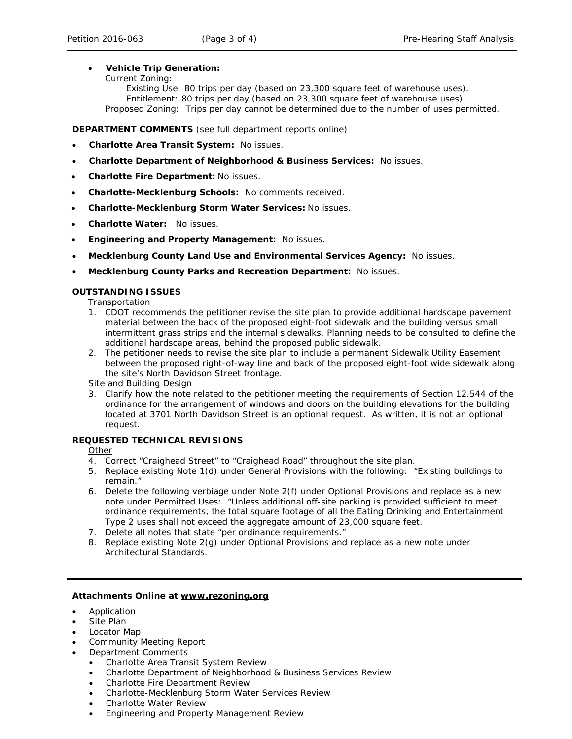- **Vehicle Trip Generation:**
  Current Zoning:
    Existing Use: 80 trips per day (based on 23,300 square feet of warehouse uses).
    Entitlement: 80 trips per day (based on 23,300 square feet of warehouse uses).
  Proposed Zoning: Trips per day cannot be determined due to the number of uses permitted.

**DEPARTMENT COMMENTS** (see full department reports online)

- **Charlotte Area Transit System:** No issues.
- **Charlotte Department of Neighborhood & Business Services:** No issues.
- **Charlotte Fire Department:** No issues.
- **Charlotte-Mecklenburg Schools:** No comments received.
- **Charlotte-Mecklenburg Storm Water Services:** No issues.
- **Charlotte Water:** No issues.
- **Engineering and Property Management:** No issues.
- **Mecklenburg County Land Use and Environmental Services Agency:** No issues.
- **Mecklenburg County Parks and Recreation Department:** No issues.

**OUTSTANDING ISSUES**

Transportation

1. CDOT recommends the petitioner revise the site plan to provide additional hardscape pavement material between the back of the proposed eight-foot sidewalk and the building versus small intermittent grass strips and the internal sidewalks. Planning needs to be consulted to define the additional hardscape areas, behind the proposed public sidewalk.
2. The petitioner needs to revise the site plan to include a permanent Sidewalk Utility Easement between the proposed right-of-way line and back of the proposed eight-foot wide sidewalk along the site's North Davidson Street frontage.

Site and Building Design

3. Clarify how the note related to the petitioner meeting the requirements of Section 12.544 of the ordinance for the arrangement of windows and doors on the building elevations for the building located at 3701 North Davidson Street is an optional request. As written, it is not an optional request.

**REQUESTED TECHNICAL REVISIONS**

Other

4. Correct "Craighead Street" to "Craighead Road" throughout the site plan.
5. Replace existing Note 1(d) under General Provisions with the following: "Existing buildings to remain."
6. Delete the following verbiage under Note 2(f) under Optional Provisions and replace as a new note under Permitted Uses: "Unless additional off-site parking is provided sufficient to meet ordinance requirements, the total square footage of all the Eating Drinking and Entertainment Type 2 uses shall not exceed the aggregate amount of 23,000 square feet.
7. Delete all notes that state "per ordinance requirements."
8. Replace existing Note 2(g) under Optional Provisions and replace as a new note under Architectural Standards.

---

**Attachments Online at www.rezoning.org**

- Application
- Site Plan
- Locator Map
- Community Meeting Report
- Department Comments
  - Charlotte Area Transit System Review
  - Charlotte Department of Neighborhood & Business Services Review
  - Charlotte Fire Department Review
  - Charlotte-Mecklenburg Storm Water Services Review
  - Charlotte Water Review
  - Engineering and Property Management Review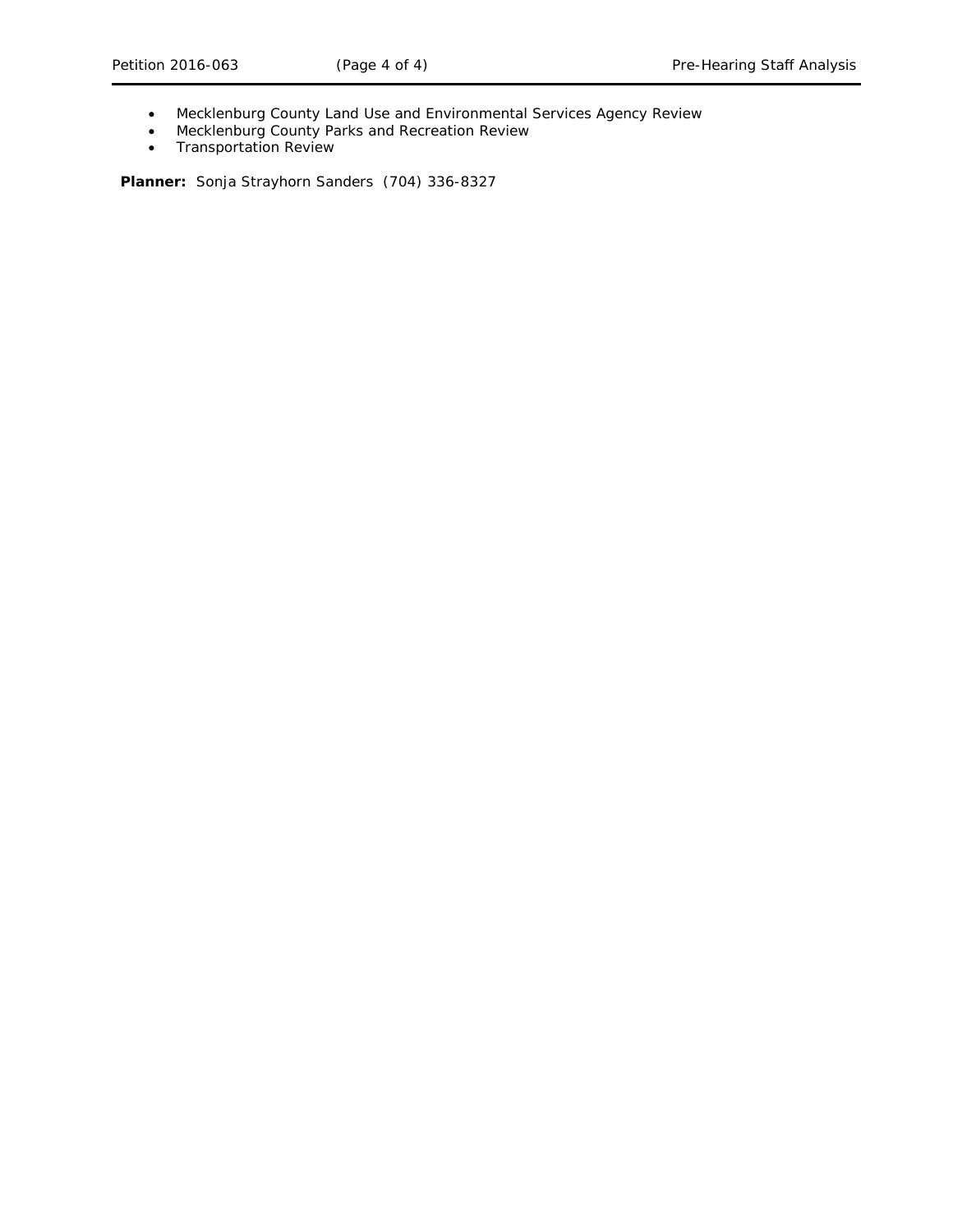- Mecklenburg County Land Use and Environmental Services Agency Review
- Mecklenburg County Parks and Recreation Review
- Transportation Review

**Planner:** Sonja Strayhorn Sanders (704) 336-8327